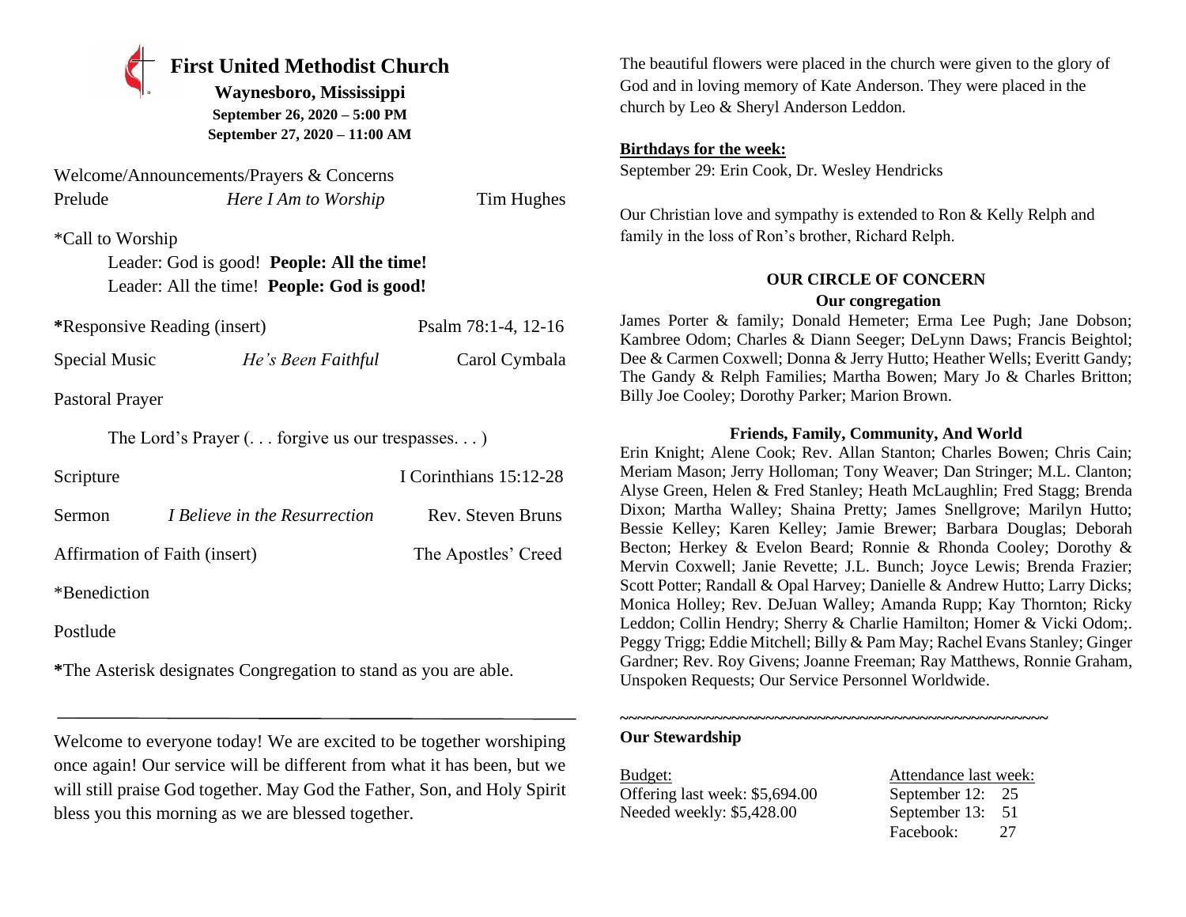# First United Methodist Church

**Waynesboro, Mississippi**

**September 26, 2020 – 5:00 PM**

**September 27, 2020 – 11:00 AM**

Welcome/Announcements/Prayers & Concerns

Prelude — *Here I Am to Worship* — Tim Hughes

*Call to Worship

Leader: God is good! **People: All the time!**

Leader: All the time! **People: God is good!**

***Responsive Reading (insert) — Psalm 78:1-4, 12-16

Special Music — *He's Been Faithful* — Carol Cymbala

Pastoral Prayer

The Lord's Prayer (. . . forgive us our trespasses. . . )

Scripture — I Corinthians 15:12-28

Sermon — *I Believe in the Resurrection* — Rev. Steven Bruns

Affirmation of Faith (insert) — The Apostles' Creed

*Benediction

Postlude

***The Asterisk designates Congregation to stand as you are able.

---

Welcome to everyone today! We are excited to be together worshiping once again! Our service will be different from what it has been, but we will still praise God together. May God the Father, Son, and Holy Spirit bless you this morning as we are blessed together.

The beautiful flowers were placed in the church were given to the glory of God and in loving memory of Kate Anderson. They were placed in the church by Leo & Sheryl Anderson Leddon.

**Birthdays for the week:**

September 29: Erin Cook, Dr. Wesley Hendricks

Our Christian love and sympathy is extended to Ron & Kelly Relph and family in the loss of Ron's brother, Richard Relph.

## OUR CIRCLE OF CONCERN

### Our congregation

James Porter & family; Donald Hemeter; Erma Lee Pugh; Jane Dobson; Kambree Odom; Charles & Diann Seeger; DeLynn Daws; Francis Beightol; Dee & Carmen Coxwell; Donna & Jerry Hutto; Heather Wells; Everitt Gandy; The Gandy & Relph Families; Martha Bowen; Mary Jo & Charles Britton; Billy Joe Cooley; Dorothy Parker; Marion Brown.

### Friends, Family, Community, And World

Erin Knight; Alene Cook; Rev. Allan Stanton; Charles Bowen; Chris Cain; Meriam Mason; Jerry Holloman; Tony Weaver; Dan Stringer; M.L. Clanton; Alyse Green, Helen & Fred Stanley; Heath McLaughlin; Fred Stagg; Brenda Dixon; Martha Walley; Shaina Pretty; James Snellgrove; Marilyn Hutto; Bessie Kelley; Karen Kelley; Jamie Brewer; Barbara Douglas; Deborah Becton; Herkey & Evelon Beard; Ronnie & Rhonda Cooley; Dorothy & Mervin Coxwell; Janie Revette; J.L. Bunch; Joyce Lewis; Brenda Frazier; Scott Potter; Randall & Opal Harvey; Danielle & Andrew Hutto; Larry Dicks; Monica Holley; Rev. DeJuan Walley; Amanda Rupp; Kay Thornton; Ricky Leddon; Collin Hendry; Sherry & Charlie Hamilton; Homer & Vicki Odom;. Peggy Trigg; Eddie Mitchell; Billy & Pam May; Rachel Evans Stanley; Ginger Gardner; Rev. Roy Givens; Joanne Freeman; Ray Matthews, Ronnie Graham, Unspoken Requests; Our Service Personnel Worldwide.

~~~~~~~~~~~~~~~~~~~~~~~~~~~~~~~~~~~~~~~~~~~~~~~~~~~~

**Our Stewardship**

| Budget: | Attendance last week: |
|---|---|
| Offering last week: $5,694.00 | September 12: 25 |
| Needed weekly: $5,428.00 | September 13: 51 |
| | Facebook: 27 |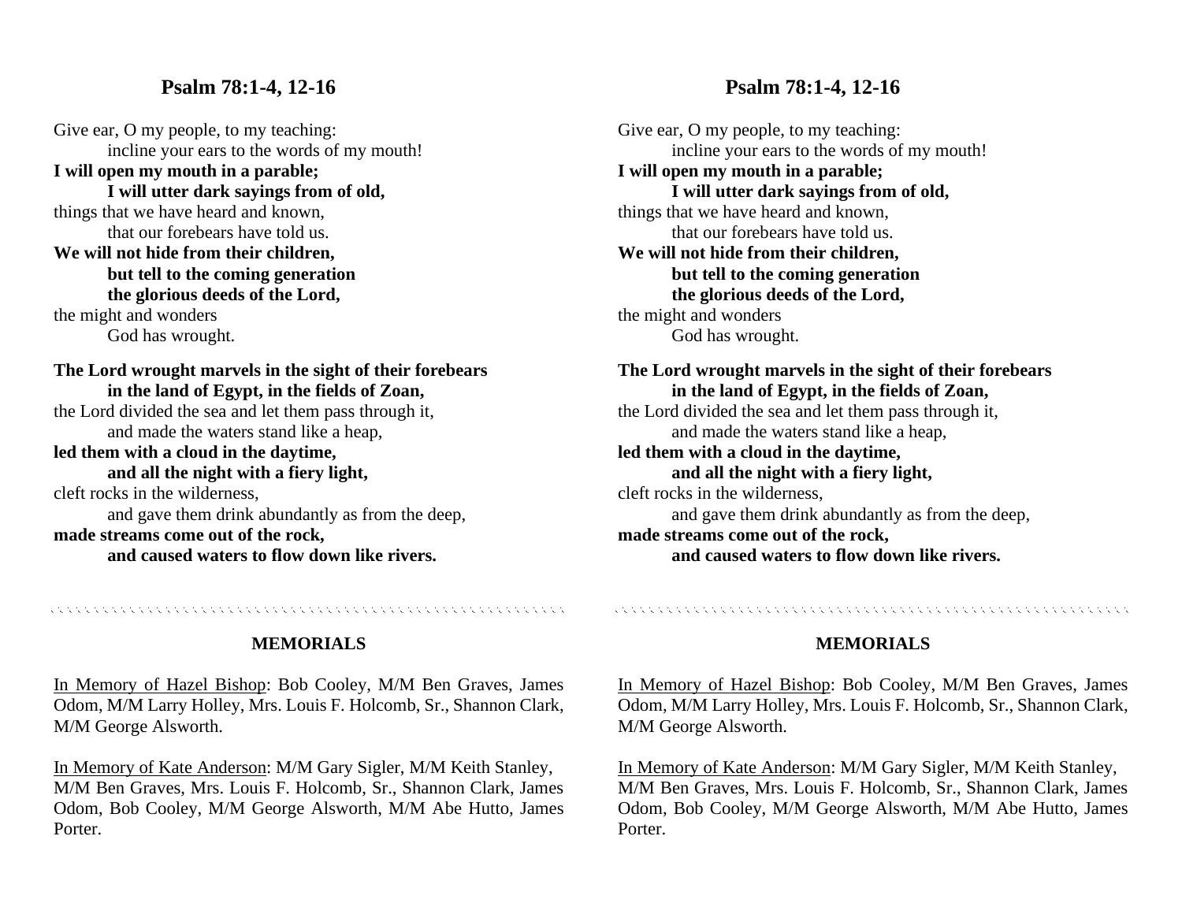## Psalm 78:1-4, 12-16

Give ear, O my people, to my teaching:
incline your ears to the words of my mouth!
**I will open my mouth in a parable;**
**I will utter dark sayings from of old,**
things that we have heard and known,
that our forebears have told us.
**We will not hide from their children,**
**but tell to the coming generation**
**the glorious deeds of the Lord,**
the might and wonders
God has wrought.

**The Lord wrought marvels in the sight of their forebears**
**in the land of Egypt, in the fields of Zoan,**
the Lord divided the sea and let them pass through it,
and made the waters stand like a heap,
**led them with a cloud in the daytime,**
**and all the night with a fiery light,**
cleft rocks in the wilderness,
and gave them drink abundantly as from the deep,
**made streams come out of the rock,**
**and caused waters to flow down like rivers.**

---

## MEMORIALS

<u>In Memory of Hazel Bishop</u>: Bob Cooley, M/M Ben Graves, James Odom, M/M Larry Holley, Mrs. Louis F. Holcomb, Sr., Shannon Clark, M/M George Alsworth.

<u>In Memory of Kate Anderson</u>: M/M Gary Sigler, M/M Keith Stanley, M/M Ben Graves, Mrs. Louis F. Holcomb, Sr., Shannon Clark, James Odom, Bob Cooley, M/M George Alsworth, M/M Abe Hutto, James Porter.

## Psalm 78:1-4, 12-16

Give ear, O my people, to my teaching:
incline your ears to the words of my mouth!
**I will open my mouth in a parable;**
**I will utter dark sayings from of old,**
things that we have heard and known,
that our forebears have told us.
**We will not hide from their children,**
**but tell to the coming generation**
**the glorious deeds of the Lord,**
the might and wonders
God has wrought.

**The Lord wrought marvels in the sight of their forebears**
**in the land of Egypt, in the fields of Zoan,**
the Lord divided the sea and let them pass through it,
and made the waters stand like a heap,
**led them with a cloud in the daytime,**
**and all the night with a fiery light,**
cleft rocks in the wilderness,
and gave them drink abundantly as from the deep,
**made streams come out of the rock,**
**and caused waters to flow down like rivers.**

---

## MEMORIALS

<u>In Memory of Hazel Bishop</u>: Bob Cooley, M/M Ben Graves, James Odom, M/M Larry Holley, Mrs. Louis F. Holcomb, Sr., Shannon Clark, M/M George Alsworth.

<u>In Memory of Kate Anderson</u>: M/M Gary Sigler, M/M Keith Stanley, M/M Ben Graves, Mrs. Louis F. Holcomb, Sr., Shannon Clark, James Odom, Bob Cooley, M/M George Alsworth, M/M Abe Hutto, James Porter.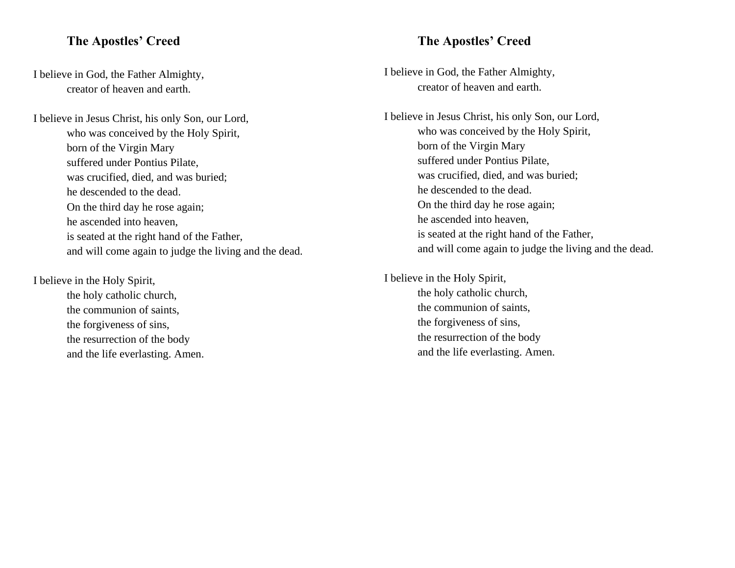## The Apostles' Creed

I believe in God, the Father Almighty,
creator of heaven and earth.

I believe in Jesus Christ, his only Son, our Lord,
who was conceived by the Holy Spirit,
born of the Virgin Mary
suffered under Pontius Pilate,
was crucified, died, and was buried;
he descended to the dead.
On the third day he rose again;
he ascended into heaven,
is seated at the right hand of the Father,
and will come again to judge the living and the dead.

I believe in the Holy Spirit,
the holy catholic church,
the communion of saints,
the forgiveness of sins,
the resurrection of the body
and the life everlasting. Amen.

## The Apostles' Creed

I believe in God, the Father Almighty,
creator of heaven and earth.

I believe in Jesus Christ, his only Son, our Lord,
who was conceived by the Holy Spirit,
born of the Virgin Mary
suffered under Pontius Pilate,
was crucified, died, and was buried;
he descended to the dead.
On the third day he rose again;
he ascended into heaven,
is seated at the right hand of the Father,
and will come again to judge the living and the dead.

I believe in the Holy Spirit,
the holy catholic church,
the communion of saints,
the forgiveness of sins,
the resurrection of the body
and the life everlasting. Amen.